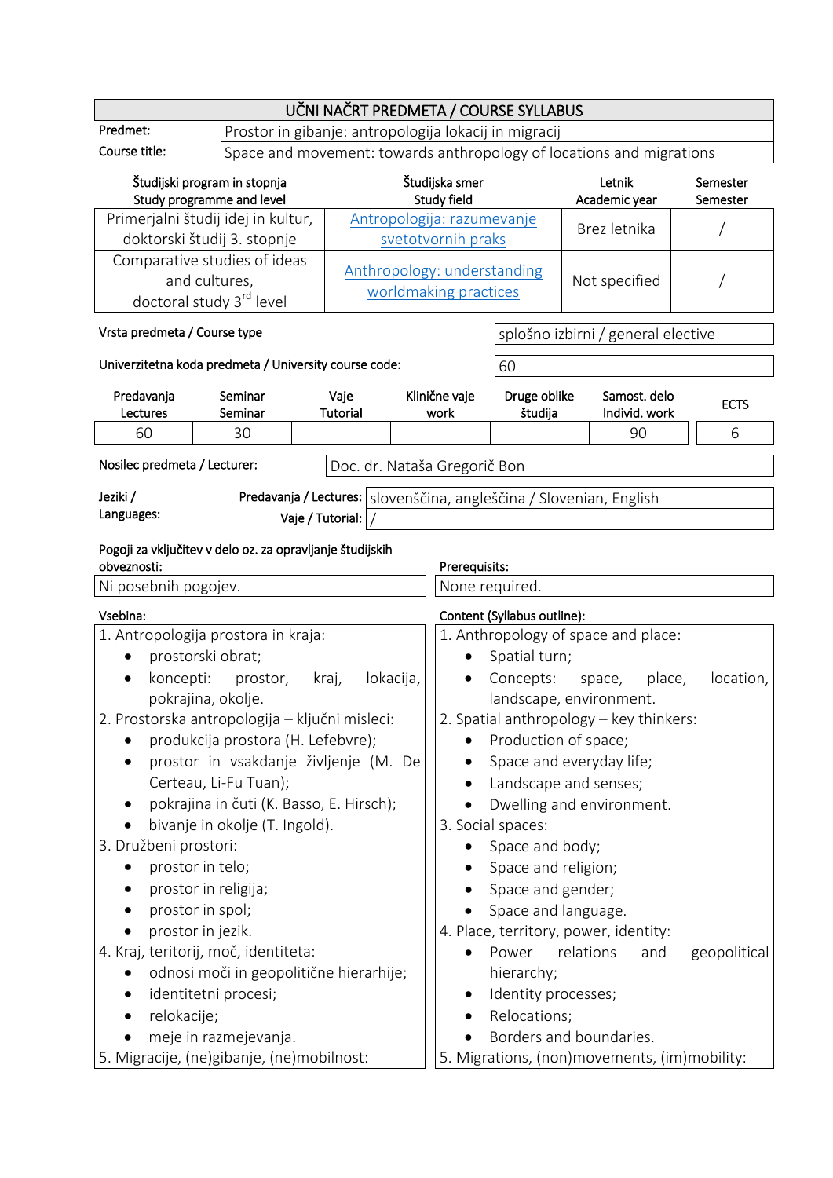# UČNI NAČRT PREDMETA / COURSE SYLLABUS

| | |
|---|---|
| Predmet: | Prostor in gibanje: antropologija lokacij in migracij |
| Course title: | Space and movement: towards anthropology of locations and migrations |

| Študijski program in stopnja<br>Study programme and level | Študijska smer<br>Study field | Letnik<br>Academic year | Semester<br>Semester |
|---|---|---|---|
| Primerjalni študij idej in kultur, doktorski študij 3. stopnje | Antropologija: razumevanje svetotvornih praks | Brez letnika | / |
| Comparative studies of ideas and cultures, doctoral study 3rd level | Anthropology: understanding worldmaking practices | Not specified | / |

| | |
|---|---|
| Vrsta predmeta / Course type | splošno izbirni / general elective |
| Univerzitetna koda predmeta / University course code: | 60 |

| Predavanja<br>Lectures | Seminar<br>Seminar | Vaje<br>Tutorial | Klinične vaje<br>work | Druge oblike študija | Samost. delo<br>Individ. work | ECTS |
|---|---|---|---|---|---|---|
| 60 | 30 | | | | 90 | 6 |

| | |
|---|---|
| Nosilec predmeta / Lecturer: | Doc. dr. Nataša Gregorič Bon |

| Jeziki / Languages: | | |
|---|---|---|
| | Predavanja / Lectures: | slovenščina, angleščina / Slovenian, English |
| | Vaje / Tutorial: | / |

| Pogoji za vključitev v delo oz. za opravljanje študijskih obveznosti: | Prerequisits: |
|---|---|
| Ni posebnih pogojev. | None required. |

| Vsebina: | Content (Syllabus outline): |
|---|---|
| 1. Antropologija prostora in kraja:<br>• prostorski obrat;<br>• koncepti: prostor, kraj, lokacija, pokrajina, okolje.<br>2. Prostorska antropologija – ključni misleci:<br>• produkcija prostora (H. Lefebvre);<br>• prostor in vsakdanje življenje (M. De Certeau, Li-Fu Tuan);<br>• pokrajina in čuti (K. Basso, E. Hirsch);<br>• bivanje in okolje (T. Ingold).<br>3. Družbeni prostori:<br>• prostor in telo;<br>• prostor in religija;<br>• prostor in spol;<br>• prostor in jezik.<br>4. Kraj, teritorij, moč, identiteta:<br>• odnosi moči in geopolitične hierarhije;<br>• identitetni procesi;<br>• relokacije;<br>• meje in razmejevanja.<br>5. Migracije, (ne)gibanje, (ne)mobilnost: | 1. Anthropology of space and place:<br>• Spatial turn;<br>• Concepts: space, place, location, landscape, environment.<br>2. Spatial anthropology – key thinkers:<br>• Production of space;<br>• Space and everyday life;<br>• Landscape and senses;<br>• Dwelling and environment.<br>3. Social spaces:<br>• Space and body;<br>• Space and religion;<br>• Space and gender;<br>• Space and language.<br>4. Place, territory, power, identity:<br>• Power relations and geopolitical hierarchy;<br>• Identity processes;<br>• Relocations;<br>• Borders and boundaries.<br>5. Migrations, (non)movements, (im)mobility: |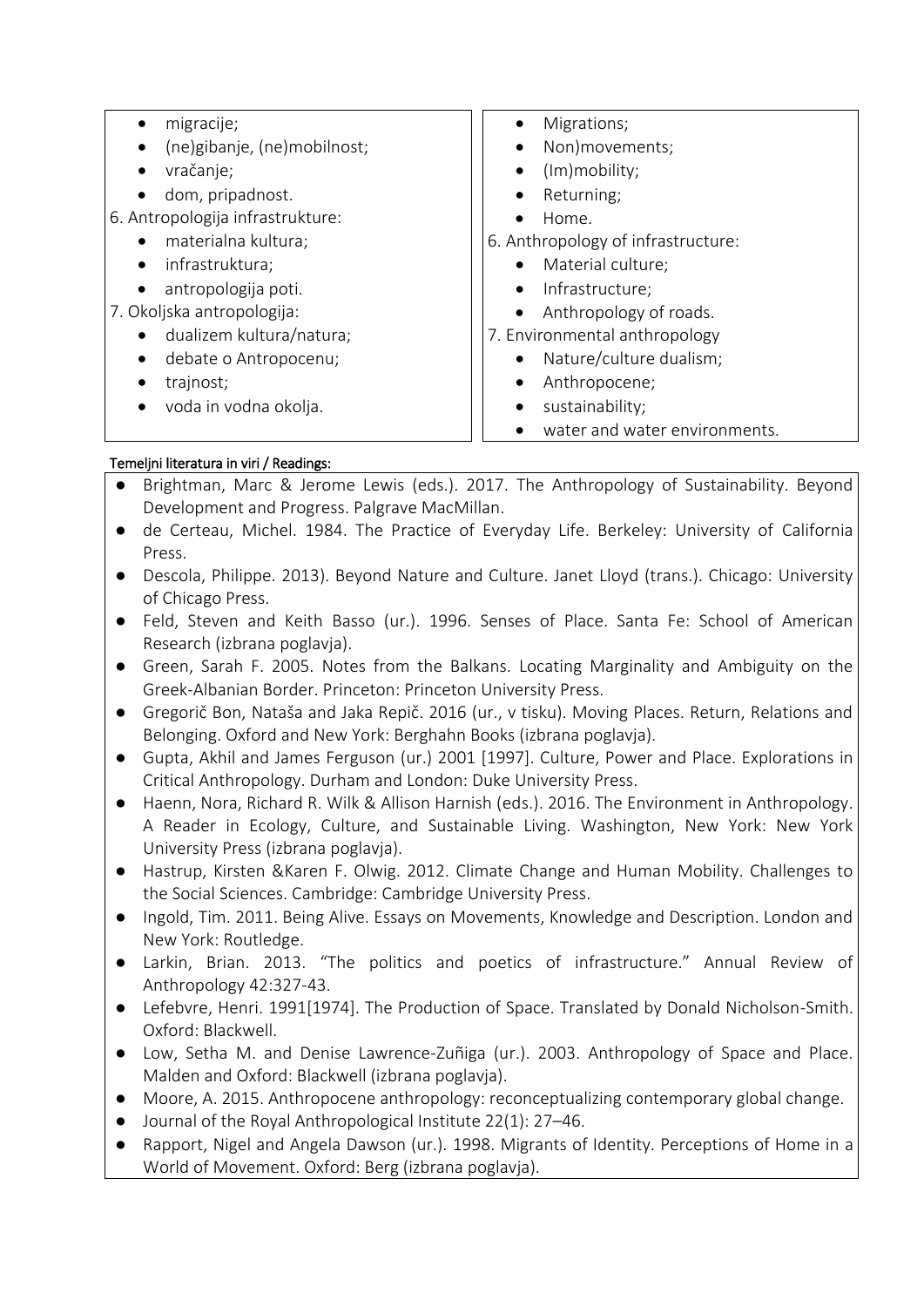| | |
|---|---|
| • migracije;<br>• (ne)gibanje, (ne)mobilnost;<br>• vračanje;<br>• dom, pripadnost.<br>6. Antropologija infrastrukture:<br>• materialna kultura;<br>• infrastruktura;<br>• antropologija poti.<br>7. Okoljska antropologija:<br>• dualizem kultura/natura;<br>• debate o Antropocenu;<br>• trajnost;<br>• voda in vodna okolja. | • Migrations;<br>• Non)movements;<br>• (Im)mobility;<br>• Returning;<br>• Home.<br>6. Anthropology of infrastructure:<br>• Material culture;<br>• Infrastructure;<br>• Anthropology of roads.<br>7. Environmental anthropology<br>• Nature/culture dualism;<br>• Anthropocene;<br>• sustainability;<br>• water and water environments. |

**Temeljni literatura in viri / Readings:**

- Brightman, Marc & Jerome Lewis (eds.). 2017. The Anthropology of Sustainability. Beyond Development and Progress. Palgrave MacMillan.
- de Certeau, Michel. 1984. The Practice of Everyday Life. Berkeley: University of California Press.
- Descola, Philippe. 2013). Beyond Nature and Culture. Janet Lloyd (trans.). Chicago: University of Chicago Press.
- Feld, Steven and Keith Basso (ur.). 1996. Senses of Place. Santa Fe: School of American Research (izbrana poglavja).
- Green, Sarah F. 2005. Notes from the Balkans. Locating Marginality and Ambiguity on the Greek-Albanian Border. Princeton: Princeton University Press.
- Gregorič Bon, Nataša and Jaka Repič. 2016 (ur., v tisku). Moving Places. Return, Relations and Belonging. Oxford and New York: Berghahn Books (izbrana poglavja).
- Gupta, Akhil and James Ferguson (ur.) 2001 [1997]. Culture, Power and Place. Explorations in Critical Anthropology. Durham and London: Duke University Press.
- Haenn, Nora, Richard R. Wilk & Allison Harnish (eds.). 2016. The Environment in Anthropology. A Reader in Ecology, Culture, and Sustainable Living. Washington, New York: New York University Press (izbrana poglavja).
- Hastrup, Kirsten &Karen F. Olwig. 2012. Climate Change and Human Mobility. Challenges to the Social Sciences. Cambridge: Cambridge University Press.
- Ingold, Tim. 2011. Being Alive. Essays on Movements, Knowledge and Description. London and New York: Routledge.
- Larkin, Brian. 2013. "The politics and poetics of infrastructure." Annual Review of Anthropology 42:327-43.
- Lefebvre, Henri. 1991[1974]. The Production of Space. Translated by Donald Nicholson-Smith. Oxford: Blackwell.
- Low, Setha M. and Denise Lawrence-Zuñiga (ur.). 2003. Anthropology of Space and Place. Malden and Oxford: Blackwell (izbrana poglavja).
- Moore, A. 2015. Anthropocene anthropology: reconceptualizing contemporary global change.
- Journal of the Royal Anthropological Institute 22(1): 27–46.
- Rapport, Nigel and Angela Dawson (ur.). 1998. Migrants of Identity. Perceptions of Home in a World of Movement. Oxford: Berg (izbrana poglavja).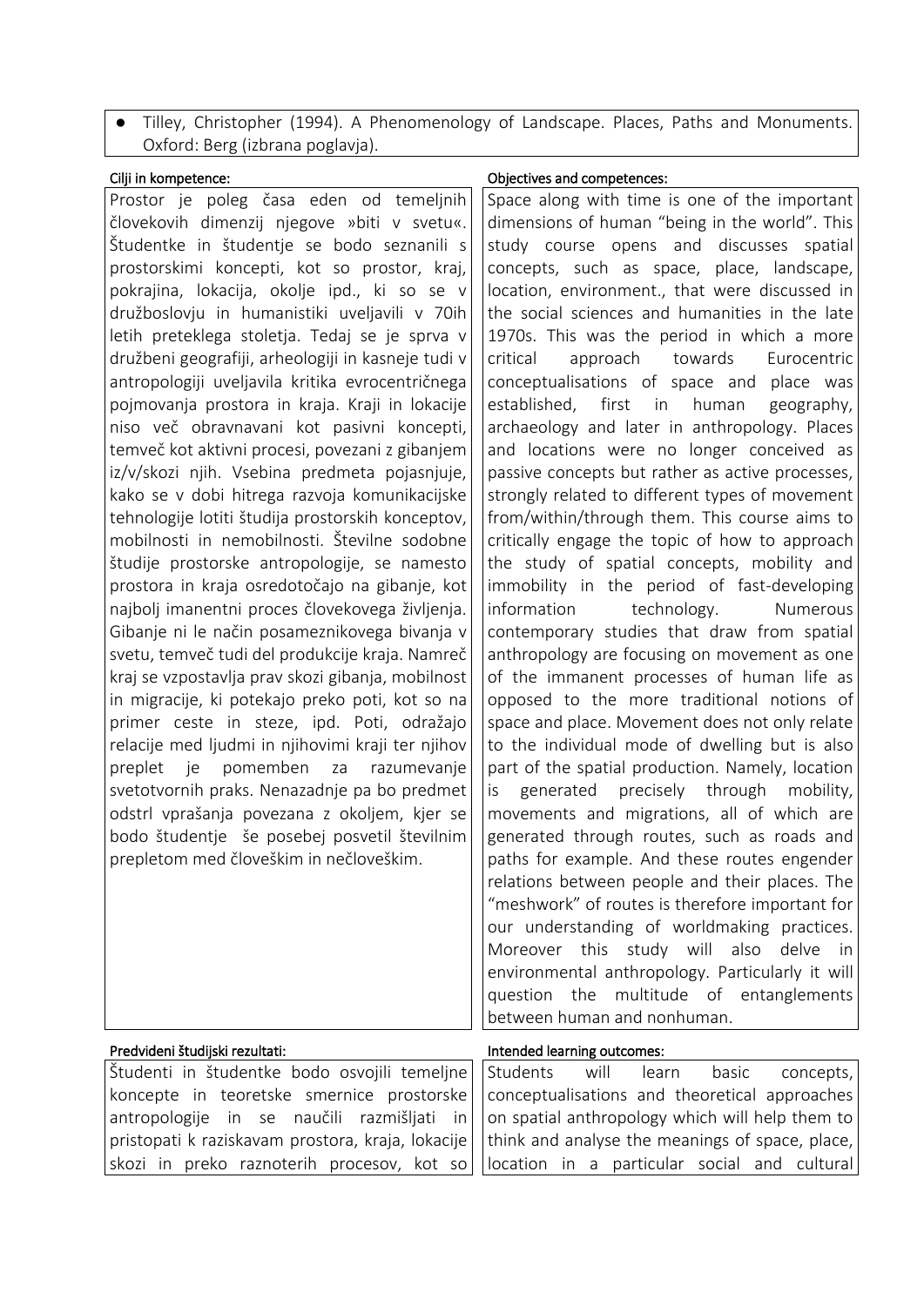- Tilley, Christopher (1994). A Phenomenology of Landscape. Places, Paths and Monuments. Oxford: Berg (izbrana poglavja).

| Cilji in kompetence: | Objectives and competences: |
| --- | --- |
| Prostor je poleg časa eden od temeljnih človekovih dimenzij njegove »biti v svetu«. Študentke in študentje se bodo seznanili s prostorskimi koncepti, kot so prostor, kraj, pokrajina, lokacija, okolje ipd., ki so se v družboslovju in humanistiki uveljavili v 70ih letih preteklega stoletja. Tedaj se je sprva v družbeni geografiji, arheologiji in kasneje tudi v antropologiji uveljavila kritika evrocentričnega pojmovanja prostora in kraja. Kraji in lokacije niso več obravnavani kot pasivni koncepti, temveč kot aktivni procesi, povezani z gibanjem iz/v/skozi njih. Vsebina predmeta pojasnjuje, kako se v dobi hitrega razvoja komunikacijske tehnologije lotiti študija prostorskih konceptov, mobilnosti in nemobilnosti. Številne sodobne študije prostorske antropologije, se namesto prostora in kraja osredotočajo na gibanje, kot najbolj imanentni proces človekovega življenja. Gibanje ni le način posameznikovega bivanja v svetu, temveč tudi del produkcije kraja. Namreč kraj se vzpostavlja prav skozi gibanja, mobilnost in migracije, ki potekajo preko poti, kot so na primer ceste in steze, ipd. Poti, odražajo relacije med ljudmi in njihovimi kraji ter njihov preplet je pomemben za razumevanje svetotvornih praks. Nenazadnje pa bo predmet odstrl vprašanja povezana z okoljem, kjer se bodo študentje še posebej posvetil številnim prepletom med človeškim in nečloveškim. | Space along with time is one of the important dimensions of human "being in the world". This study course opens and discusses spatial concepts, such as space, place, landscape, location, environment., that were discussed in the social sciences and humanities in the late 1970s. This was the period in which a more critical approach towards Eurocentric conceptualisations of space and place was established, first in human geography, archaeology and later in anthropology. Places and locations were no longer conceived as passive concepts but rather as active processes, strongly related to different types of movement from/within/through them. This course aims to critically engage the topic of how to approach the study of spatial concepts, mobility and immobility in the period of fast-developing information technology. Numerous contemporary studies that draw from spatial anthropology are focusing on movement as one of the immanent processes of human life as opposed to the more traditional notions of space and place. Movement does not only relate to the individual mode of dwelling but is also part of the spatial production. Namely, location is generated precisely through mobility, movements and migrations, all of which are generated through routes, such as roads and paths for example. And these routes engender relations between people and their places. The "meshwork" of routes is therefore important for our understanding of worldmaking practices. Moreover this study will also delve in environmental anthropology. Particularly it will question the multitude of entanglements between human and nonhuman. |

| Predvideni študijski rezultati: | Intended learning outcomes: |
| --- | --- |
| Študenti in študentke bodo osvojili temeljne koncepte in teoretske smernice prostorske antropologije in se naučili razmišljati in pristopati k raziskavam prostora, kraja, lokacije skozi in preko raznoterih procesov, kot so | Students will learn basic concepts, conceptualisations and theoretical approaches on spatial anthropology which will help them to think and analyse the meanings of space, place, location in a particular social and cultural |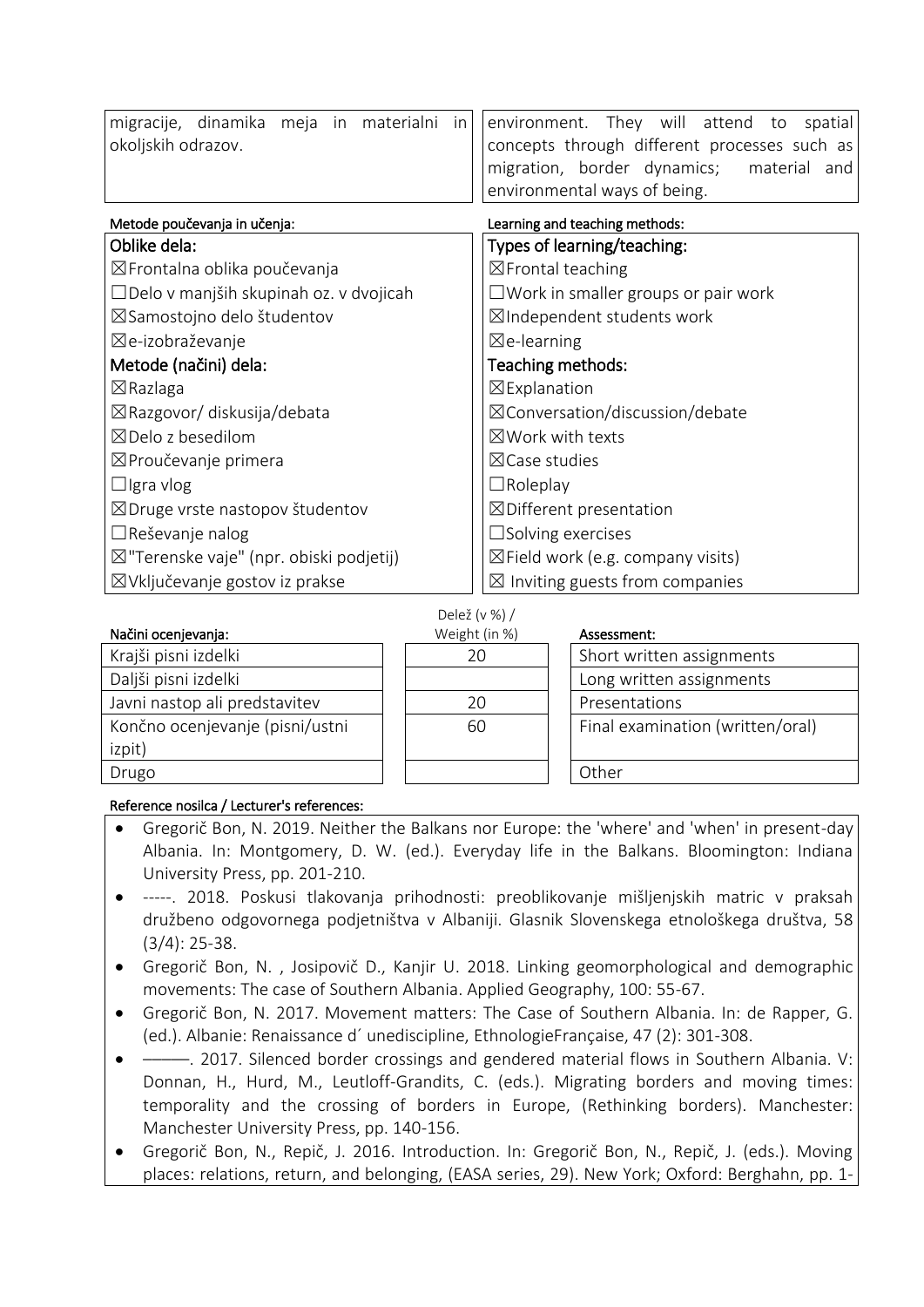| | |
|---|---|
| migracije, dinamika meja in materialni in okoljskih odrazov. | environment. They will attend to spatial concepts through different processes such as migration, border dynamics; material and environmental ways of being. |

| Metode poučevanja in učenja: | Learning and teaching methods: |
|---|---|
| **Oblike dela:** | **Types of learning/teaching:** |
| ☒Frontalna oblika poučevanja | ☒Frontal teaching |
| ☐Delo v manjših skupinah oz. v dvojicah | ☐Work in smaller groups or pair work |
| ☒Samostojno delo študentov | ☒Independent students work |
| ☒e-izobraževanje | ☒e-learning |
| **Metode (načini) dela:** | **Teaching methods:** |
| ☒Razlaga | ☒Explanation |
| ☒Razgovor/ diskusija/debata | ☒Conversation/discussion/debate |
| ☒Delo z besedilom | ☒Work with texts |
| ☒Proučevanje primera | ☒Case studies |
| ☐Igra vlog | ☐Roleplay |
| ☒Druge vrste nastopov študentov | ☒Different presentation |
| ☐Reševanje nalog | ☐Solving exercises |
| ☒"Terenske vaje" (npr. obiski podjetij) | ☒Field work (e.g. company visits) |
| ☒Vključevanje gostov iz prakse | ☒ Inviting guests from companies |

| Načini ocenjevanja: | Delež (v %) / Weight (in %) | Assessment: |
|---|---|---|
| Krajši pisni izdelki | 20 | Short written assignments |
| Daljši pisni izdelki | | Long written assignments |
| Javni nastop ali predstavitev | 20 | Presentations |
| Končno ocenjevanje (pisni/ustni izpit) | 60 | Final examination (written/oral) |
| Drugo | | Other |

**Reference nosilca / Lecturer's references:**

- Gregorič Bon, N. 2019. Neither the Balkans nor Europe: the 'where' and 'when' in present-day Albania. In: Montgomery, D. W. (ed.). Everyday life in the Balkans. Bloomington: Indiana University Press, pp. 201-210.
- -----. 2018. Poskusi tlakovanja prihodnosti: preoblikovanje miščljenjskih matric v praksah družbeno odgovornega podjetništva v Albaniji. Glasnik Slovenskega etnološkega društva, 58 (3/4): 25-38.
- Gregorič Bon, N. , Josipovič D., Kanjir U. 2018. Linking geomorphological and demographic movements: The case of Southern Albania. Applied Geography, 100: 55-67.
- Gregorič Bon, N. 2017. Movement matters: The Case of Southern Albania. In: de Rapper, G. (ed.). Albanie: Renaissance d´ unediscipline, EthnologieFrançaise, 47 (2): 301-308.
- ———. 2017. Silenced border crossings and gendered material flows in Southern Albania. V: Donnan, H., Hurd, M., Leutloff-Grandits, C. (eds.). Migrating borders and moving times: temporality and the crossing of borders in Europe, (Rethinking borders). Manchester: Manchester University Press, pp. 140-156.
- Gregorič Bon, N., Repič, J. 2016. Introduction. In: Gregorič Bon, N., Repič, J. (eds.). Moving places: relations, return, and belonging, (EASA series, 29). New York; Oxford: Berghahn, pp. 1-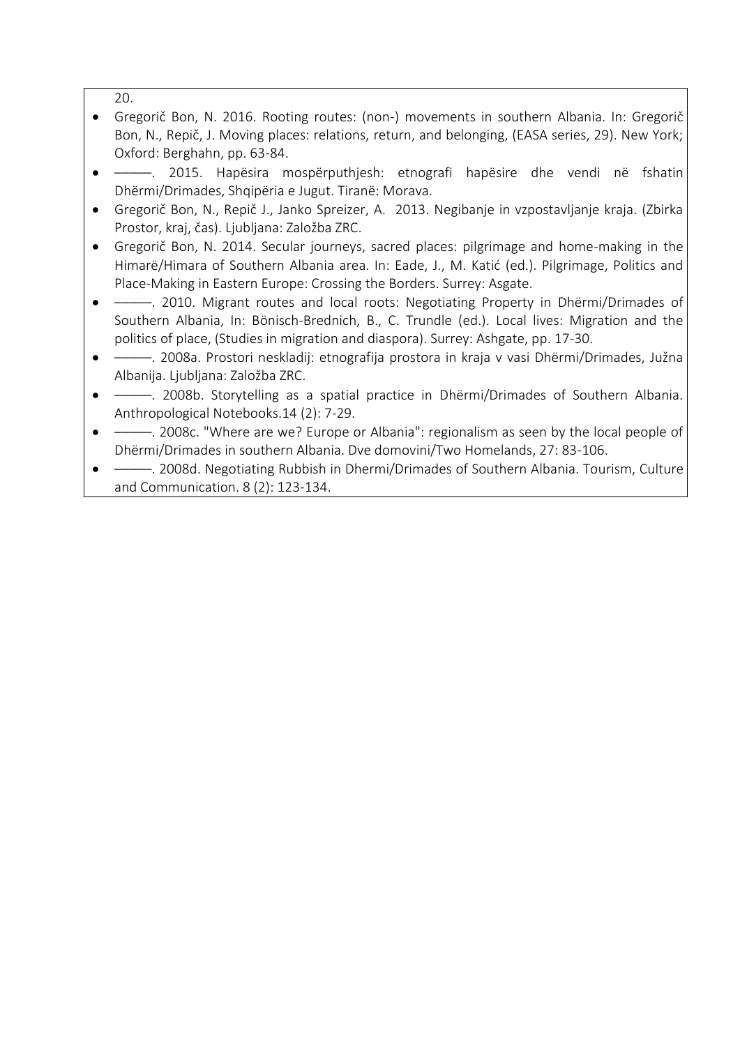20.

- Gregorič Bon, N. 2016. Rooting routes: (non-) movements in southern Albania. In: Gregorič Bon, N., Repič, J. Moving places: relations, return, and belonging, (EASA series, 29). New York; Oxford: Berghahn, pp. 63-84.
- ———. 2015. Hapësira mospërputhjesh: etnografi hapësire dhe vendi në fshatin Dhërmi/Drimades, Shqipëria e Jugut. Tiranë: Morava.
- Gregorič Bon, N., Repič J., Janko Spreizer, A. 2013. Negibanje in vzpostavljanje kraja. (Zbirka Prostor, kraj, čas). Ljubljana: Založba ZRC.
- Gregorič Bon, N. 2014. Secular journeys, sacred places: pilgrimage and home-making in the Himarë/Himara of Southern Albania area. In: Eade, J., M. Katić (ed.). Pilgrimage, Politics and Place-Making in Eastern Europe: Crossing the Borders. Surrey: Asgate.
- ———. 2010. Migrant routes and local roots: Negotiating Property in Dhërmi/Drimades of Southern Albania, In: Bönisch-Brednich, B., C. Trundle (ed.). Local lives: Migration and the politics of place, (Studies in migration and diaspora). Surrey: Ashgate, pp. 17-30.
- ———. 2008a. Prostori neskladij: etnografija prostora in kraja v vasi Dhërmi/Drimades, Južna Albanija. Ljubljana: Založba ZRC.
- ———. 2008b. Storytelling as a spatial practice in Dhërmi/Drimades of Southern Albania. Anthropological Notebooks.14 (2): 7-29.
- ———. 2008c. "Where are we? Europe or Albania": regionalism as seen by the local people of Dhërmi/Drimades in southern Albania. Dve domovini/Two Homelands, 27: 83-106.
- ———. 2008d. Negotiating Rubbish in Dhermi/Drimades of Southern Albania. Tourism, Culture and Communication. 8 (2): 123-134.